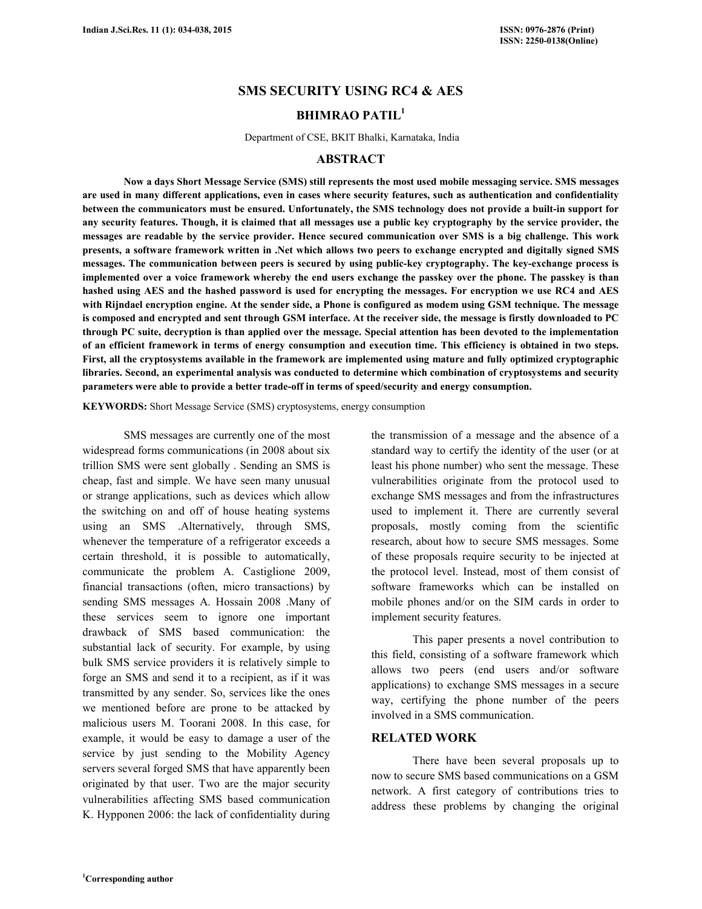# SMS SECURITY USING RC4 & AES

## BHIMRAO PATIL[1]

Department of CSE, BKIT Bhalki, Karnataka, India

## ABSTRACT

**Now a days Short Message Service (SMS) still represents the most used mobile messaging service. SMS messages are used in many different applications, even in cases where security features, such as authentication and confidentiality between the communicators must be ensured. Unfortunately, the SMS technology does not provide a built-in support for any security features. Though, it is claimed that all messages use a public key cryptography by the service provider, the messages are readable by the service provider. Hence secured communication over SMS is a big challenge. This work presents, a software framework written in .Net which allows two peers to exchange encrypted and digitally signed SMS messages. The communication between peers is secured by using public-key cryptography. The key-exchange process is implemented over a voice framework whereby the end users exchange the passkey over the phone. The passkey is than hashed using AES and the hashed password is used for encrypting the messages. For encryption we use RC4 and AES with Rijndael encryption engine. At the sender side, a Phone is configured as modem using GSM technique. The message is composed and encrypted and sent through GSM interface. At the receiver side, the message is firstly downloaded to PC through PC suite, decryption is than applied over the message. Special attention has been devoted to the implementation of an efficient framework in terms of energy consumption and execution time. This efficiency is obtained in two steps. First, all the cryptosystems available in the framework are implemented using mature and fully optimized cryptographic libraries. Second, an experimental analysis was conducted to determine which combination of cryptosystems and security parameters were able to provide a better trade-off in terms of speed/security and energy consumption.**

**KEYWORDS:** Short Message Service (SMS) cryptosystems, energy consumption

SMS messages are currently one of the most widespread forms communications (in 2008 about six trillion SMS were sent globally . Sending an SMS is cheap, fast and simple. We have seen many unusual or strange applications, such as devices which allow the switching on and off of house heating systems using an SMS .Alternatively, through SMS, whenever the temperature of a refrigerator exceeds a certain threshold, it is possible to automatically, communicate the problem A. Castiglione 2009, financial transactions (often, micro transactions) by sending SMS messages A. Hossain 2008 .Many of these services seem to ignore one important drawback of SMS based communication: the substantial lack of security. For example, by using bulk SMS service providers it is relatively simple to forge an SMS and send it to a recipient, as if it was transmitted by any sender. So, services like the ones we mentioned before are prone to be attacked by malicious users M. Toorani 2008. In this case, for example, it would be easy to damage a user of the service by just sending to the Mobility Agency servers several forged SMS that have apparently been originated by that user. Two are the major security vulnerabilities affecting SMS based communication K. Hypponen 2006: the lack of confidentiality during the transmission of a message and the absence of a standard way to certify the identity of the user (or at least his phone number) who sent the message. These vulnerabilities originate from the protocol used to exchange SMS messages and from the infrastructures used to implement it. There are currently several proposals, mostly coming from the scientific research, about how to secure SMS messages. Some of these proposals require security to be injected at the protocol level. Instead, most of them consist of software frameworks which can be installed on mobile phones and/or on the SIM cards in order to implement security features.

This paper presents a novel contribution to this field, consisting of a software framework which allows two peers (end users and/or software applications) to exchange SMS messages in a secure way, certifying the phone number of the peers involved in a SMS communication.

## RELATED WORK

There have been several proposals up to now to secure SMS based communications on a GSM network. A first category of contributions tries to address these problems by changing the original

[1]Corresponding author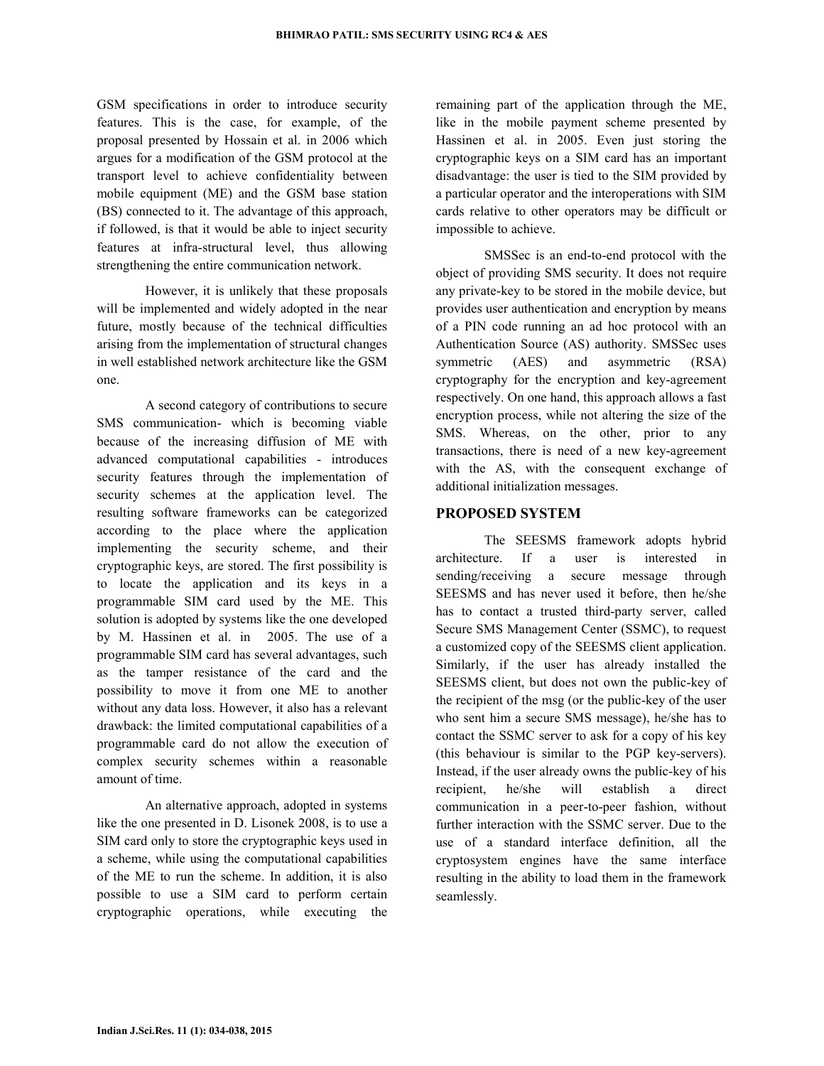GSM specifications in order to introduce security features. This is the case, for example, of the proposal presented by Hossain et al. in 2006 which argues for a modification of the GSM protocol at the transport level to achieve confidentiality between mobile equipment (ME) and the GSM base station (BS) connected to it. The advantage of this approach, if followed, is that it would be able to inject security features at infra-structural level, thus allowing strengthening the entire communication network.

However, it is unlikely that these proposals will be implemented and widely adopted in the near future, mostly because of the technical difficulties arising from the implementation of structural changes in well established network architecture like the GSM one.

A second category of contributions to secure SMS communication- which is becoming viable because of the increasing diffusion of ME with advanced computational capabilities - introduces security features through the implementation of security schemes at the application level. The resulting software frameworks can be categorized according to the place where the application implementing the security scheme, and their cryptographic keys, are stored. The first possibility is to locate the application and its keys in a programmable SIM card used by the ME. This solution is adopted by systems like the one developed by M. Hassinen et al. in 2005. The use of a programmable SIM card has several advantages, such as the tamper resistance of the card and the possibility to move it from one ME to another without any data loss. However, it also has a relevant drawback: the limited computational capabilities of a programmable card do not allow the execution of complex security schemes within a reasonable amount of time.

An alternative approach, adopted in systems like the one presented in D. Lisonek 2008, is to use a SIM card only to store the cryptographic keys used in a scheme, while using the computational capabilities of the ME to run the scheme. In addition, it is also possible to use a SIM card to perform certain cryptographic operations, while executing the remaining part of the application through the ME, like in the mobile payment scheme presented by Hassinen et al. in 2005. Even just storing the cryptographic keys on a SIM card has an important disadvantage: the user is tied to the SIM provided by a particular operator and the interoperations with SIM cards relative to other operators may be difficult or impossible to achieve.

SMSSec is an end-to-end protocol with the object of providing SMS security. It does not require any private-key to be stored in the mobile device, but provides user authentication and encryption by means of a PIN code running an ad hoc protocol with an Authentication Source (AS) authority. SMSSec uses symmetric (AES) and asymmetric (RSA) cryptography for the encryption and key-agreement respectively. On one hand, this approach allows a fast encryption process, while not altering the size of the SMS. Whereas, on the other, prior to any transactions, there is need of a new key-agreement with the AS, with the consequent exchange of additional initialization messages.

## PROPOSED SYSTEM

The SEESMS framework adopts hybrid architecture. If a user is interested in sending/receiving a secure message through SEESMS and has never used it before, then he/she has to contact a trusted third-party server, called Secure SMS Management Center (SSMC), to request a customized copy of the SEESMS client application. Similarly, if the user has already installed the SEESMS client, but does not own the public-key of the recipient of the msg (or the public-key of the user who sent him a secure SMS message), he/she has to contact the SSMC server to ask for a copy of his key (this behaviour is similar to the PGP key-servers). Instead, if the user already owns the public-key of his recipient, he/she will establish a direct communication in a peer-to-peer fashion, without further interaction with the SSMC server. Due to the use of a standard interface definition, all the cryptosystem engines have the same interface resulting in the ability to load them in the framework seamlessly.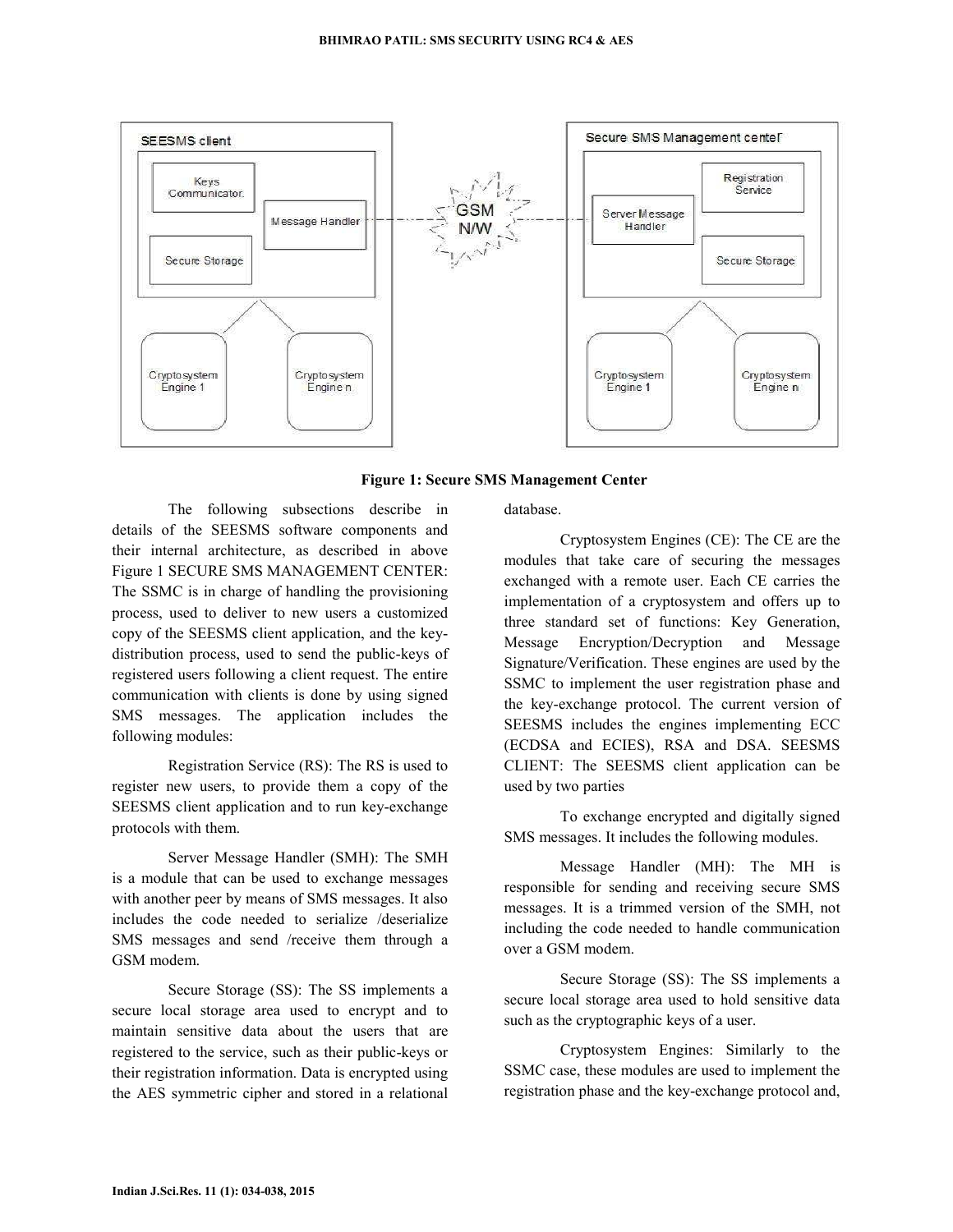SEESMS client

Keys Communicator

Message Handler

Secure Storage

Cryptosystem Engine 1

Cryptosystem Engine n

GSM N/W

Secure SMS Management center

Registration Service

Server Message Handler

Secure Storage

Cryptosystem Engine 1

Cryptosystem Engine n

**Figure 1: Secure SMS Management Center**

The following subsections describe in details of the SEESMS software components and their internal architecture, as described in above Figure 1 SECURE SMS MANAGEMENT CENTER: The SSMC is in charge of handling the provisioning process, used to deliver to new users a customized copy of the SEESMS client application, and the key-distribution process, used to send the public-keys of registered users following a client request. The entire communication with clients is done by using signed SMS messages. The application includes the following modules:

Registration Service (RS): The RS is used to register new users, to provide them a copy of the SEESMS client application and to run key-exchange protocols with them.

Server Message Handler (SMH): The SMH is a module that can be used to exchange messages with another peer by means of SMS messages. It also includes the code needed to serialize /deserialize SMS messages and send /receive them through a GSM modem.

Secure Storage (SS): The SS implements a secure local storage area used to encrypt and to maintain sensitive data about the users that are registered to the service, such as their public-keys or their registration information. Data is encrypted using the AES symmetric cipher and stored in a relational database.

Cryptosystem Engines (CE): The CE are the modules that take care of securing the messages exchanged with a remote user. Each CE carries the implementation of a cryptosystem and offers up to three standard set of functions: Key Generation, Message Encryption/Decryption and Message Signature/Verification. These engines are used by the SSMC to implement the user registration phase and the key-exchange protocol. The current version of SEESMS includes the engines implementing ECC (ECDSA and ECIES), RSA and DSA. SEESMS CLIENT: The SEESMS client application can be used by two parties

To exchange encrypted and digitally signed SMS messages. It includes the following modules.

Message Handler (MH): The MH is responsible for sending and receiving secure SMS messages. It is a trimmed version of the SMH, not including the code needed to handle communication over a GSM modem.

Secure Storage (SS): The SS implements a secure local storage area used to hold sensitive data such as the cryptographic keys of a user.

Cryptosystem Engines: Similarly to the SSMC case, these modules are used to implement the registration phase and the key-exchange protocol and,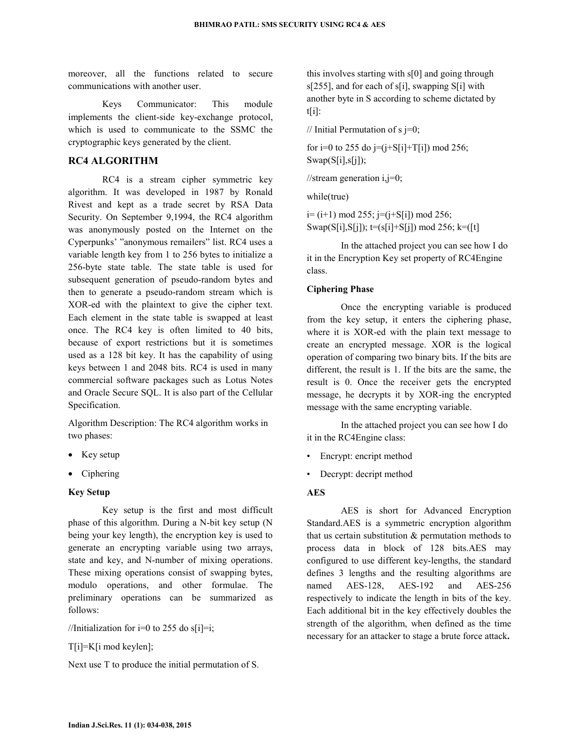moreover, all the functions related to secure communications with another user.

Keys Communicator: This module implements the client-side key-exchange protocol, which is used to communicate to the SSMC the cryptographic keys generated by the client.

## RC4 ALGORITHM

RC4 is a stream cipher symmetric key algorithm. It was developed in 1987 by Ronald Rivest and kept as a trade secret by RSA Data Security. On September 9,1994, the RC4 algorithm was anonymously posted on the Internet on the Cyperpunks' "anonymous remailers" list. RC4 uses a variable length key from 1 to 256 bytes to initialize a 256-byte state table. The state table is used for subsequent generation of pseudo-random bytes and then to generate a pseudo-random stream which is XOR-ed with the plaintext to give the cipher text. Each element in the state table is swapped at least once. The RC4 key is often limited to 40 bits, because of export restrictions but it is sometimes used as a 128 bit key. It has the capability of using keys between 1 and 2048 bits. RC4 is used in many commercial software packages such as Lotus Notes and Oracle Secure SQL. It is also part of the Cellular Specification.

Algorithm Description: The RC4 algorithm works in two phases:

- Key setup
- Ciphering

**Key Setup**

Key setup is the first and most difficult phase of this algorithm. During a N-bit key setup (N being your key length), the encryption key is used to generate an encrypting variable using two arrays, state and key, and N-number of mixing operations. These mixing operations consist of swapping bytes, modulo operations, and other formulae. The preliminary operations can be summarized as follows:

//Initialization for i=0 to 255 do s[i]=i;

T[i]=K[i mod keylen];

Next use T to produce the initial permutation of S. this involves starting with s[0] and going through s[255], and for each of s[i], swapping S[i] with another byte in S according to scheme dictated by t[i]:

// Initial Permutation of s j=0;

for i=0 to 255 do j=(j+S[i]+T[i]) mod 256; Swap(S[i],s[j]);

//stream generation i,j=0;

while(true)

i= (i+1) mod 255; j=(j+S[i]) mod 256; Swap(S[i],S[j]); t=(s[i]+S[j]) mod 256; k=([t]

In the attached project you can see how I do it in the Encryption Key set property of RC4Engine class.

**Ciphering Phase**

Once the encrypting variable is produced from the key setup, it enters the ciphering phase, where it is XOR-ed with the plain text message to create an encrypted message. XOR is the logical operation of comparing two binary bits. If the bits are different, the result is 1. If the bits are the same, the result is 0. Once the receiver gets the encrypted message, he decrypts it by XOR-ing the encrypted message with the same encrypting variable.

In the attached project you can see how I do it in the RC4Engine class:

- Encrypt: encript method
- Decrypt: decript method

**AES**

AES is short for Advanced Encryption Standard.AES is a symmetric encryption algorithm that us certain substitution & permutation methods to process data in block of 128 bits.AES may configured to use different key-lengths, the standard defines 3 lengths and the resulting algorithms are named AES-128, AES-192 and AES-256 respectively to indicate the length in bits of the key. Each additional bit in the key effectively doubles the strength of the algorithm, when defined as the time necessary for an attacker to stage a brute force attack**.**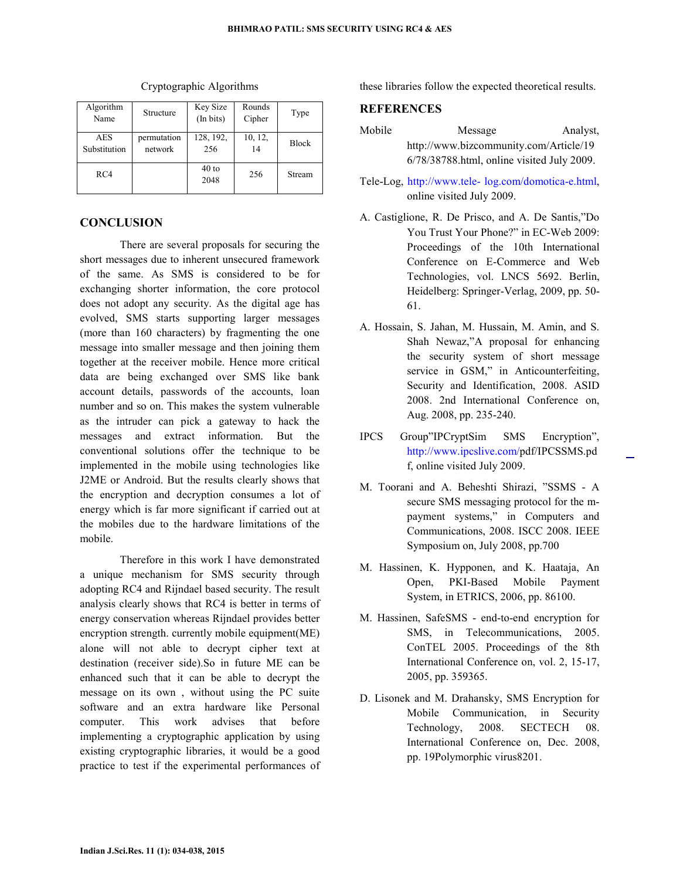Cryptographic Algorithms

| Algorithm Name | Structure | Key Size (In bits) | Rounds Cipher | Type |
|---|---|---|---|---|
| AES Substitution | permutation network | 128, 192, 256 | 10, 12, 14 | Block |
| RC4 | | 40 to 2048 | 256 | Stream |

## CONCLUSION

There are several proposals for securing the short messages due to inherent unsecured framework of the same. As SMS is considered to be for exchanging shorter information, the core protocol does not adopt any security. As the digital age has evolved, SMS starts supporting larger messages (more than 160 characters) by fragmenting the one message into smaller message and then joining them together at the receiver mobile. Hence more critical data are being exchanged over SMS like bank account details, passwords of the accounts, loan number and so on. This makes the system vulnerable as the intruder can pick a gateway to hack the messages and extract information. But the conventional solutions offer the technique to be implemented in the mobile using technologies like J2ME or Android. But the results clearly shows that the encryption and decryption consumes a lot of energy which is far more significant if carried out at the mobiles due to the hardware limitations of the mobile.

Therefore in this work I have demonstrated a unique mechanism for SMS security through adopting RC4 and Rijndael based security. The result analysis clearly shows that RC4 is better in terms of energy conservation whereas Rijndael provides better encryption strength. currently mobile equipment(ME) alone will not able to decrypt cipher text at destination (receiver side).So in future ME can be enhanced such that it can be able to decrypt the message on its own , without using the PC suite software and an extra hardware like Personal computer. This work advises that before implementing a cryptographic application by using existing cryptographic libraries, it would be a good practice to test if the experimental performances of these libraries follow the expected theoretical results.

## REFERENCES

Mobile Message Analyst, http://www.bizcommunity.com/Article/196/78/38788.html, online visited July 2009.

Tele-Log, http://www.tele- log.com/domotica-e.html, online visited July 2009.

A. Castiglione, R. De Prisco, and A. De Santis,"Do You Trust Your Phone?" in EC-Web 2009: Proceedings of the 10th International Conference on E-Commerce and Web Technologies, vol. LNCS 5692. Berlin, Heidelberg: Springer-Verlag, 2009, pp. 50-61.

A. Hossain, S. Jahan, M. Hussain, M. Amin, and S. Shah Newaz,"A proposal for enhancing the security system of short message service in GSM," in Anticounterfeiting, Security and Identification, 2008. ASID 2008. 2nd International Conference on, Aug. 2008, pp. 235-240.

IPCS Group"IPCryptSim SMS Encryption", http://www.ipcslive.com/pdf/IPCSSMS.pdf, online visited July 2009.

M. Toorani and A. Beheshti Shirazi, "SSMS - A secure SMS messaging protocol for the m-payment systems," in Computers and Communications, 2008. ISCC 2008. IEEE Symposium on, July 2008, pp.700

M. Hassinen, K. Hypponen, and K. Haataja, An Open, PKI-Based Mobile Payment System, in ETRICS, 2006, pp. 86100.

M. Hassinen, SafeSMS - end-to-end encryption for SMS, in Telecommunications, 2005. ConTEL 2005. Proceedings of the 8th International Conference on, vol. 2, 15-17, 2005, pp. 359365.

D. Lisonek and M. Drahansky, SMS Encryption for Mobile Communication, in Security Technology, 2008. SECTECH 08. International Conference on, Dec. 2008, pp. 19Polymorphic virus8201.